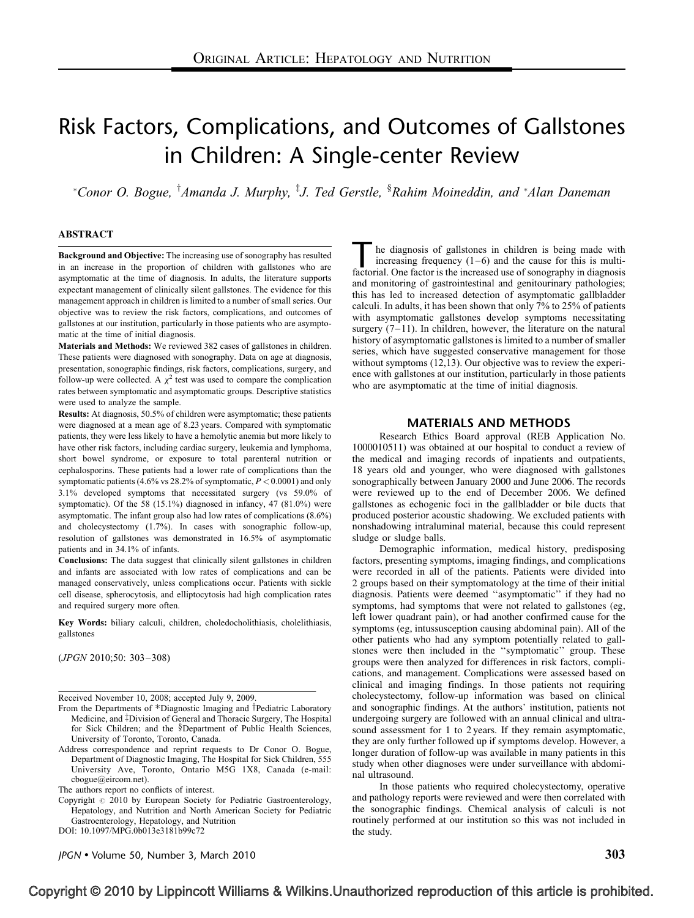# Risk Factors, Complications, and Outcomes of Gallstones in Children: A Single-center Review

[*]Conor O. Bogue, [†]Amanda J. Murphy, [‡]J. Ted Gerstle, [§]Rahim Moineddin, and [*]Alan Daneman

## ABSTRACT

**Background and Objective:** The increasing use of sonography has resulted in an increase in the proportion of children with gallstones who are asymptomatic at the time of diagnosis. In adults, the literature supports expectant management of clinically silent gallstones. The evidence for this management approach in children is limited to a number of small series. Our objective was to review the risk factors, complications, and outcomes of gallstones at our institution, particularly in those patients who are asymptomatic at the time of initial diagnosis.

**Materials and Methods:** We reviewed 382 cases of gallstones in children. These patients were diagnosed with sonography. Data on age at diagnosis, presentation, sonographic findings, risk factors, complications, surgery, and follow-up were collected. A $\chi^2$ test was used to compare the complication rates between symptomatic and asymptomatic groups. Descriptive statistics were used to analyze the sample.

**Results:** At diagnosis, 50.5% of children were asymptomatic; these patients were diagnosed at a mean age of 8.23 years. Compared with symptomatic patients, they were less likely to have a hemolytic anemia but more likely to have other risk factors, including cardiac surgery, leukemia and lymphoma, short bowel syndrome, or exposure to total parenteral nutrition or cephalosporins. These patients had a lower rate of complications than the symptomatic patients (4.6% vs 28.2% of symptomatic, $P < 0.0001$) and only 3.1% developed symptoms that necessitated surgery (vs 59.0% of symptomatic). Of the 58 (15.1%) diagnosed in infancy, 47 (81.0%) were asymptomatic. The infant group also had low rates of complications (8.6%) and cholecystectomy (1.7%). In cases with sonographic follow-up, resolution of gallstones was demonstrated in 16.5% of asymptomatic patients and in 34.1% of infants.

**Conclusions:** The data suggest that clinically silent gallstones in children and infants are associated with low rates of complications and can be managed conservatively, unless complications occur. Patients with sickle cell disease, spherocytosis, and elliptocytosis had high complication rates and required surgery more often.

**Key Words:** biliary calculi, children, choledocholithiasis, cholelithiasis, gallstones

(*JPGN* 2010;50: 303–308)

Received November 10, 2008; accepted July 9, 2009.

From the Departments of *Diagnostic Imaging and †Pediatric Laboratory Medicine, and ‡Division of General and Thoracic Surgery, The Hospital for Sick Children; and the §Department of Public Health Sciences, University of Toronto, Toronto, Canada.

Address correspondence and reprint requests to Dr Conor O. Bogue, Department of Diagnostic Imaging, The Hospital for Sick Children, 555 University Ave, Toronto, Ontario M5G 1X8, Canada (e-mail: cbogue@eircom.net).

The authors report no conflicts of interest.

Copyright © 2010 by European Society for Pediatric Gastroenterology, Hepatology, and Nutrition and North American Society for Pediatric Gastroenterology, Hepatology, and Nutrition

DOI: 10.1097/MPG.0b013e3181b99c72

The diagnosis of gallstones in children is being made with increasing frequency (1–6) and the cause for this is multifactorial. One factor is the increased use of sonography in diagnosis and monitoring of gastrointestinal and genitourinary pathologies; this has led to increased detection of asymptomatic gallbladder calculi. In adults, it has been shown that only 7% to 25% of patients with asymptomatic gallstones develop symptoms necessitating surgery (7–11). In children, however, the literature on the natural history of asymptomatic gallstones is limited to a number of smaller series, which have suggested conservative management for those without symptoms (12,13). Our objective was to review the experience with gallstones at our institution, particularly in those patients who are asymptomatic at the time of initial diagnosis.

## MATERIALS AND METHODS

Research Ethics Board approval (REB Application No. 1000010511) was obtained at our hospital to conduct a review of the medical and imaging records of inpatients and outpatients, 18 years old and younger, who were diagnosed with gallstones sonographically between January 2000 and June 2006. The records were reviewed up to the end of December 2006. We defined gallstones as echogenic foci in the gallbladder or bile ducts that produced posterior acoustic shadowing. We excluded patients with nonshadowing intraluminal material, because this could represent sludge or sludge balls.

Demographic information, medical history, predisposing factors, presenting symptoms, imaging findings, and complications were recorded in all of the patients. Patients were divided into 2 groups based on their symptomatology at the time of their initial diagnosis. Patients were deemed "asymptomatic" if they had no symptoms, had symptoms that were not related to gallstones (eg, left lower quadrant pain), or had another confirmed cause for the symptoms (eg, intussusception causing abdominal pain). All of the other patients who had any symptom potentially related to gallstones were then included in the "symptomatic" group. These groups were then analyzed for differences in risk factors, complications, and management. Complications were assessed based on clinical and imaging findings. In those patients not requiring cholecystectomy, follow-up information was based on clinical and sonographic findings. At the authors' institution, patients not undergoing surgery are followed with an annual clinical and ultrasound assessment for 1 to 2 years. If they remain asymptomatic, they are only further followed up if symptoms develop. However, a longer duration of follow-up was available in many patients in this study when other diagnoses were under surveillance with abdominal ultrasound.

In those patients who required cholecystectomy, operative and pathology reports were reviewed and were then correlated with the sonographic findings. Chemical analysis of calculi is not routinely performed at our institution so this was not included in the study.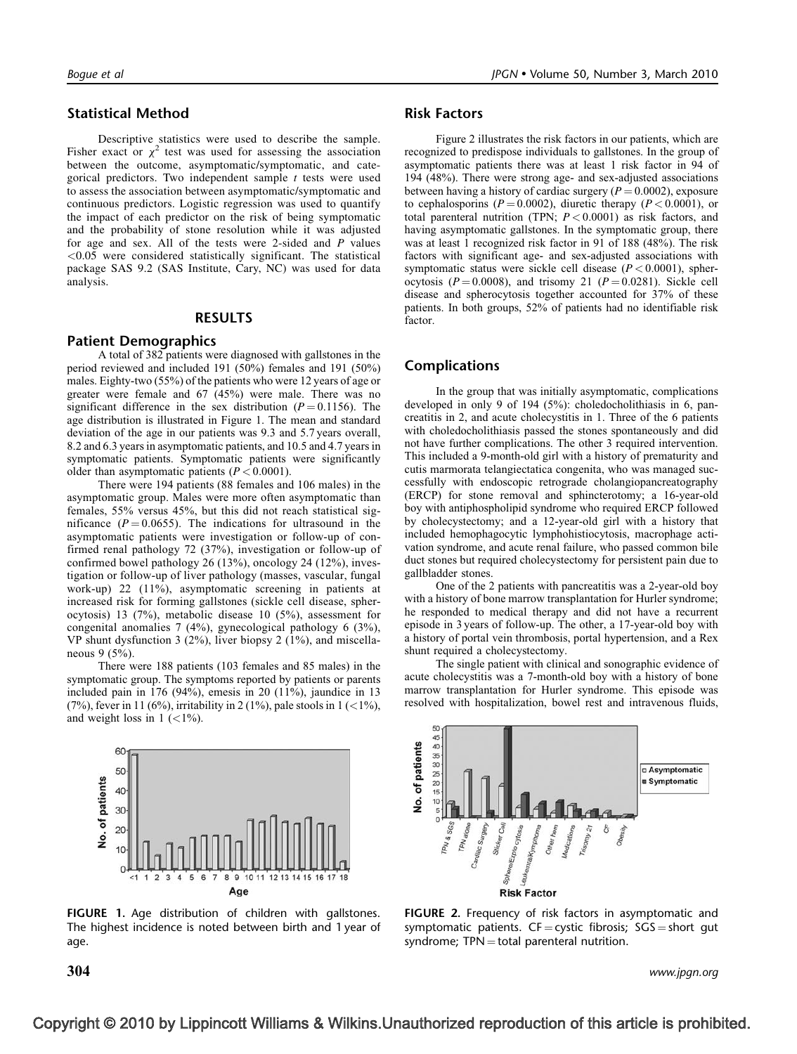## Statistical Method

Descriptive statistics were used to describe the sample. Fisher exact or $\chi^2$ test was used for assessing the association between the outcome, asymptomatic/symptomatic, and categorical predictors. Two independent sample $t$ tests were used to assess the association between asymptomatic/symptomatic and continuous predictors. Logistic regression was used to quantify the impact of each predictor on the risk of being symptomatic and the probability of stone resolution while it was adjusted for age and sex. All of the tests were 2-sided and $P$ values $<0.05$ were considered statistically significant. The statistical package SAS 9.2 (SAS Institute, Cary, NC) was used for data analysis.

# RESULTS

## Patient Demographics

A total of 382 patients were diagnosed with gallstones in the period reviewed and included 191 (50%) females and 191 (50%) males. Eighty-two (55%) of the patients who were 12 years of age or greater were female and 67 (45%) were male. There was no significant difference in the sex distribution ($P = 0.1156$). The age distribution is illustrated in Figure 1. The mean and standard deviation of the age in our patients was 9.3 and 5.7 years overall, 8.2 and 6.3 years in asymptomatic patients, and 10.5 and 4.7 years in symptomatic patients. Symptomatic patients were significantly older than asymptomatic patients ($P < 0.0001$).

There were 194 patients (88 females and 106 males) in the asymptomatic group. Males were more often asymptomatic than females, 55% versus 45%, but this did not reach statistical significance ($P = 0.0655$). The indications for ultrasound in the asymptomatic patients were investigation or follow-up of confirmed renal pathology 72 (37%), investigation or follow-up of confirmed bowel pathology 26 (13%), oncology 24 (12%), investigation or follow-up of liver pathology (masses, vascular, fungal work-up) 22 (11%), asymptomatic screening in patients at increased risk for forming gallstones (sickle cell disease, spherocytosis) 13 (7%), metabolic disease 10 (5%), assessment for congenital anomalies 7 (4%), gynecological pathology 6 (3%), VP shunt dysfunction 3 (2%), liver biopsy 2 (1%), and miscellaneous 9 (5%).

There were 188 patients (103 females and 85 males) in the symptomatic group. The symptoms reported by patients or parents included pain in 176 (94%), emesis in 20 (11%), jaundice in 13 (7%), fever in 11 (6%), irritability in 2 (1%), pale stools in 1 (<1%), and weight loss in 1 (<1%).

**FIGURE 1.** Age distribution of children with gallstones. The highest incidence is noted between birth and 1 year of age.

## Risk Factors

Figure 2 illustrates the risk factors in our patients, which are recognized to predispose individuals to gallstones. In the group of asymptomatic patients there was at least 1 risk factor in 94 of 194 (48%). There were strong age- and sex-adjusted associations between having a history of cardiac surgery ($P = 0.0002$), exposure to cephalosporins ($P = 0.0002$), diuretic therapy ($P < 0.0001$), or total parenteral nutrition (TPN; $P < 0.0001$) as risk factors, and having asymptomatic gallstones. In the symptomatic group, there was at least 1 risk factor in 91 of 188 (48%). The risk factors with significant age- and sex-adjusted associations with symptomatic status were sickle cell disease ($P < 0.0001$), spherocytosis ($P = 0.0008$), and trisomy 21 ($P = 0.0281$). Sickle cell disease and spherocytosis together accounted for 37% of these patients. In both groups, 52% of patients had no identifiable risk factor.

## Complications

In the group that was initially asymptomatic, complications developed in only 9 of 194 (5%): choledocholithiasis in 6, pancreatitis in 2, and acute cholecystitis in 1. Three of the 6 patients with choledocholithiasis passed the stones spontaneously and did not have further complications. The other 3 required intervention. This included a 9-month-old girl with a history of prematurity and cutis marmorata telangiectatica congenita, who was managed successfully with endoscopic retrograde cholangiopancreatography (ERCP) for stone removal and sphincterotomy; a 16-year-old boy with antiphospholipid syndrome who required ERCP followed by cholecystectomy; and a 12-year-old girl with a history that included hemophagocytic lymphohistiocytosis, macrophage activation syndrome, and acute renal failure, who passed common bile duct stones but required cholecystectomy for persistent pain due to gallbladder stones.

One of the 2 patients with pancreatitis was a 2-year-old boy with a history of bone marrow transplantation for Hurler syndrome; he responded to medical therapy and did not have a recurrent episode in 3 years of follow-up. The other, a 17-year-old boy with a history of portal vein thrombosis, portal hypertension, and a Rex shunt required a cholecystectomy.

The single patient with clinical and sonographic evidence of acute cholecystitis was a 7-month-old boy with a history of bone marrow transplantation for Hurler syndrome. This episode was resolved with hospitalization, bowel rest and intravenous fluids,

**FIGURE 2.** Frequency of risk factors in asymptomatic and symptomatic patients. CF = cystic fibrosis; SGS = short gut syndrome; TPN = total parenteral nutrition.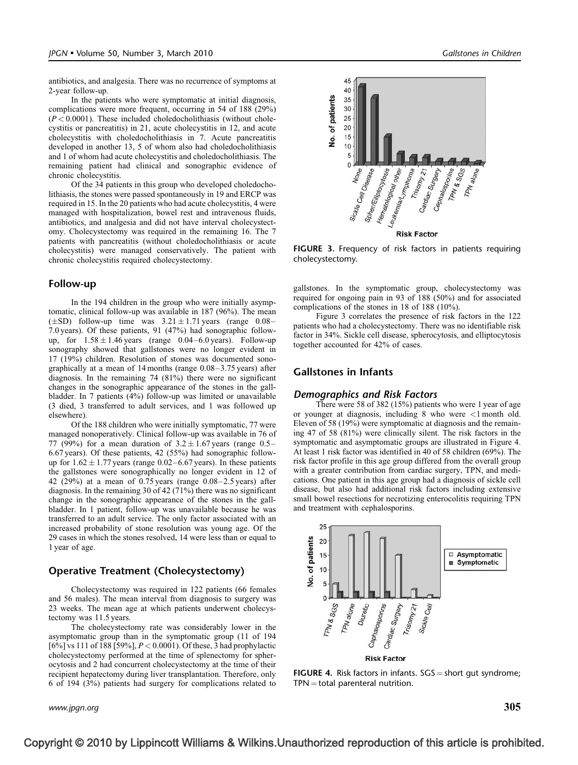antibiotics, and analgesia. There was no recurrence of symptoms at 2-year follow-up.

In the patients who were symptomatic at initial diagnosis, complications were more frequent, occurring in 54 of 188 (29%) ($P < 0.0001$). These included choledocholithiasis (without cholecystitis or pancreatitis) in 21, acute cholecystitis in 12, and acute cholecystitis with choledocholithiasis in 7. Acute pancreatitis developed in another 13, 5 of whom also had choledocholithiasis and 1 of whom had acute cholecystitis and choledocholithiasis. The remaining patient had clinical and sonographic evidence of chronic cholecystitis.

Of the 34 patients in this group who developed choledocholithiasis, the stones were passed spontaneously in 19 and ERCP was required in 15. In the 20 patients who had acute cholecystitis, 4 were managed with hospitalization, bowel rest and intravenous fluids, antibiotics, and analgesia and did not have interval cholecystectomy. Cholecystectomy was required in the remaining 16. The 7 patients with pancreatitis (without choledocholithiasis or acute cholecystitis) were managed conservatively. The patient with chronic cholecystitis required cholecystectomy.

## Follow-up

In the 194 children in the group who were initially asymptomatic, clinical follow-up was available in 187 (96%). The mean ($\pm$SD) follow-up time was $3.21 \pm 1.71$ years (range 0.08–7.0 years). Of these patients, 91 (47%) had sonographic follow-up, for $1.58 \pm 1.46$ years (range 0.04–6.0 years). Follow-up sonography showed that gallstones were no longer evident in 17 (19%) children. Resolution of stones was documented sonographically at a mean of 14 months (range 0.08–3.75 years) after diagnosis. In the remaining 74 (81%) there were no significant changes in the sonographic appearance of the stones in the gallbladder. In 7 patients (4%) follow-up was limited or unavailable (3 died, 3 transferred to adult services, and 1 was followed up elsewhere).

Of the 188 children who were initially symptomatic, 77 were managed nonoperatively. Clinical follow-up was available in 76 of 77 (99%) for a mean duration of $3.2 \pm 1.67$ years (range 0.5–6.67 years). Of these patients, 42 (55%) had sonographic follow-up for $1.62 \pm 1.77$ years (range 0.02–6.67 years). In these patients the gallstones were sonographically no longer evident in 12 of 42 (29%) at a mean of 0.75 years (range 0.08–2.5 years) after diagnosis. In the remaining 30 of 42 (71%) there was no significant change in the sonographic appearance of the stones in the gallbladder. In 1 patient, follow-up was unavailable because he was transferred to an adult service. The only factor associated with an increased probability of stone resolution was young age. Of the 29 cases in which the stones resolved, 14 were less than or equal to 1 year of age.

## Operative Treatment (Cholecystectomy)

Cholecystectomy was required in 122 patients (66 females and 56 males). The mean interval from diagnosis to surgery was 23 weeks. The mean age at which patients underwent cholecystectomy was 11.5 years.

The cholecystectomy rate was considerably lower in the asymptomatic group than in the symptomatic group (11 of 194 [6%] vs 111 of 188 [59%], $P < 0.0001$). Of these, 3 had prophylactic cholecystectomy performed at the time of splenectomy for spherocytosis and 2 had concurrent cholecystectomy at the time of their recipient hepatectomy during liver transplantation. Therefore, only 6 of 194 (3%) patients had surgery for complications related to gallstones. In the symptomatic group, cholecystectomy was required for ongoing pain in 93 of 188 (50%) and for associated complications of the stones in 18 of 188 (10%).

Figure 3 correlates the presence of risk factors in the 122 patients who had a cholecystectomy. There was no identifiable risk factor in 34%. Sickle cell disease, spherocytosis, and elliptocytosis together accounted for 42% of cases.

**FIGURE 3.** Frequency of risk factors in patients requiring cholecystectomy.

## Gallstones in Infants

### *Demographics and Risk Factors*

There were 58 of 382 (15%) patients who were 1 year of age or younger at diagnosis, including 8 who were <1 month old. Eleven of 58 (19%) were symptomatic at diagnosis and the remaining 47 of 58 (81%) were clinically silent. The risk factors in the symptomatic and asymptomatic groups are illustrated in Figure 4. At least 1 risk factor was identified in 40 of 58 children (69%). The risk factor profile in this age group differed from the overall group with a greater contribution from cardiac surgery, TPN, and medications. One patient in this age group had a diagnosis of sickle cell disease, but also had additional risk factors including extensive small bowel resections for necrotizing enterocolitis requiring TPN and treatment with cephalosporins.

**FIGURE 4.** Risk factors in infants. SGS = short gut syndrome; TPN = total parenteral nutrition.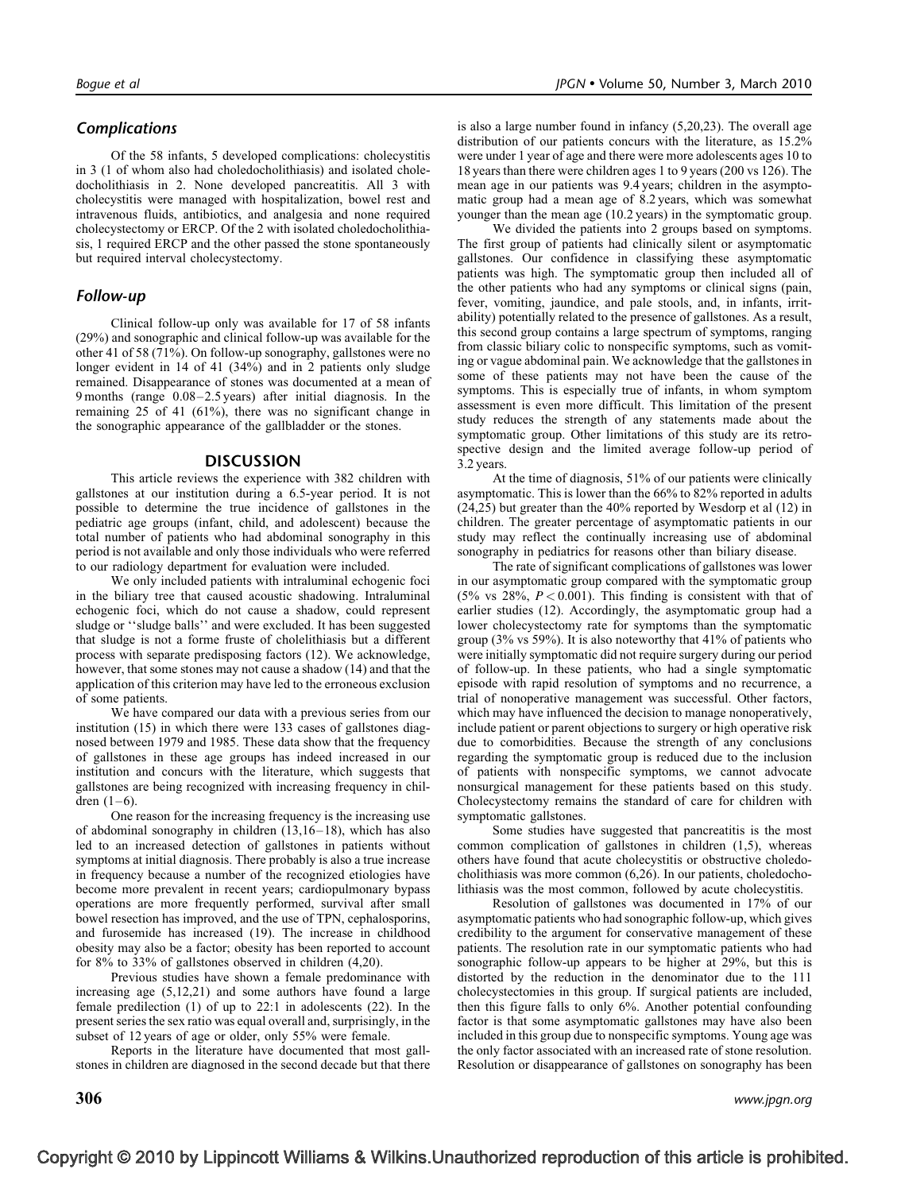### Complications

Of the 58 infants, 5 developed complications: cholecystitis in 3 (1 of whom also had choledocholithiasis) and isolated choledocholithiasis in 2. None developed pancreatitis. All 3 with cholecystitis were managed with hospitalization, bowel rest and intravenous fluids, antibiotics, and analgesia and none required cholecystectomy or ERCP. Of the 2 with isolated choledocholithiasis, 1 required ERCP and the other passed the stone spontaneously but required interval cholecystectomy.

### Follow-up

Clinical follow-up only was available for 17 of 58 infants (29%) and sonographic and clinical follow-up was available for the other 41 of 58 (71%). On follow-up sonography, gallstones were no longer evident in 14 of 41 (34%) and in 2 patients only sludge remained. Disappearance of stones was documented at a mean of 9 months (range 0.08–2.5 years) after initial diagnosis. In the remaining 25 of 41 (61%), there was no significant change in the sonographic appearance of the gallbladder or the stones.

## DISCUSSION

This article reviews the experience with 382 children with gallstones at our institution during a 6.5-year period. It is not possible to determine the true incidence of gallstones in the pediatric age groups (infant, child, and adolescent) because the total number of patients who had abdominal sonography in this period is not available and only those individuals who were referred to our radiology department for evaluation were included.

We only included patients with intraluminal echogenic foci in the biliary tree that caused acoustic shadowing. Intraluminal echogenic foci, which do not cause a shadow, could represent sludge or ''sludge balls'' and were excluded. It has been suggested that sludge is not a forme fruste of cholelithiasis but a different process with separate predisposing factors (12). We acknowledge, however, that some stones may not cause a shadow (14) and that the application of this criterion may have led to the erroneous exclusion of some patients.

We have compared our data with a previous series from our institution (15) in which there were 133 cases of gallstones diagnosed between 1979 and 1985. These data show that the frequency of gallstones in these age groups has indeed increased in our institution and concurs with the literature, which suggests that gallstones are being recognized with increasing frequency in children (1–6).

One reason for the increasing frequency is the increasing use of abdominal sonography in children (13,16–18), which has also led to an increased detection of gallstones in patients without symptoms at initial diagnosis. There probably is also a true increase in frequency because a number of the recognized etiologies have become more prevalent in recent years; cardiopulmonary bypass operations are more frequently performed, survival after small bowel resection has improved, and the use of TPN, cephalosporins, and furosemide has increased (19). The increase in childhood obesity may also be a factor; obesity has been reported to account for 8% to 33% of gallstones observed in children (4,20).

Previous studies have shown a female predominance with increasing age (5,12,21) and some authors have found a large female predilection (1) of up to 22:1 in adolescents (22). In the present series the sex ratio was equal overall and, surprisingly, in the subset of 12 years of age or older, only 55% were female.

Reports in the literature have documented that most gallstones in children are diagnosed in the second decade but that there is also a large number found in infancy (5,20,23). The overall age distribution of our patients concurs with the literature, as 15.2% were under 1 year of age and there were more adolescents ages 10 to 18 years than there were children ages 1 to 9 years (200 vs 126). The mean age in our patients was 9.4 years; children in the asymptomatic group had a mean age of 8.2 years, which was somewhat younger than the mean age (10.2 years) in the symptomatic group.

We divided the patients into 2 groups based on symptoms. The first group of patients had clinically silent or asymptomatic gallstones. Our confidence in classifying these asymptomatic patients was high. The symptomatic group then included all of the other patients who had any symptoms or clinical signs (pain, fever, vomiting, jaundice, and pale stools, and, in infants, irritability) potentially related to the presence of gallstones. As a result, this second group contains a large spectrum of symptoms, ranging from classic biliary colic to nonspecific symptoms, such as vomiting or vague abdominal pain. We acknowledge that the gallstones in some of these patients may not have been the cause of the symptoms. This is especially true of infants, in whom symptom assessment is even more difficult. This limitation of the present study reduces the strength of any statements made about the symptomatic group. Other limitations of this study are its retrospective design and the limited average follow-up period of 3.2 years.

At the time of diagnosis, 51% of our patients were clinically asymptomatic. This is lower than the 66% to 82% reported in adults (24,25) but greater than the 40% reported by Wesdorp et al (12) in children. The greater percentage of asymptomatic patients in our study may reflect the continually increasing use of abdominal sonography in pediatrics for reasons other than biliary disease.

The rate of significant complications of gallstones was lower in our asymptomatic group compared with the symptomatic group (5% vs 28%, $P < 0.001$). This finding is consistent with that of earlier studies (12). Accordingly, the asymptomatic group had a lower cholecystectomy rate for symptoms than the symptomatic group (3% vs 59%). It is also noteworthy that 41% of patients who were initially symptomatic did not require surgery during our period of follow-up. In these patients, who had a single symptomatic episode with rapid resolution of symptoms and no recurrence, a trial of nonoperative management was successful. Other factors, which may have influenced the decision to manage nonoperatively, include patient or parent objections to surgery or high operative risk due to comorbidities. Because the strength of any conclusions regarding the symptomatic group is reduced due to the inclusion of patients with nonspecific symptoms, we cannot advocate nonsurgical management for these patients based on this study. Cholecystectomy remains the standard of care for children with symptomatic gallstones.

Some studies have suggested that pancreatitis is the most common complication of gallstones in children (1,5), whereas others have found that acute cholecystitis or obstructive choledocholithiasis was more common (6,26). In our patients, choledocholithiasis was the most common, followed by acute cholecystitis.

Resolution of gallstones was documented in 17% of our asymptomatic patients who had sonographic follow-up, which gives credibility to the argument for conservative management of these patients. The resolution rate in our symptomatic patients who had sonographic follow-up appears to be higher at 29%, but this is distorted by the reduction in the denominator due to the 111 cholecystectomies in this group. If surgical patients are included, then this figure falls to only 6%. Another potential confounding factor is that some asymptomatic gallstones may have also been included in this group due to nonspecific symptoms. Young age was the only factor associated with an increased rate of stone resolution. Resolution or disappearance of gallstones on sonography has been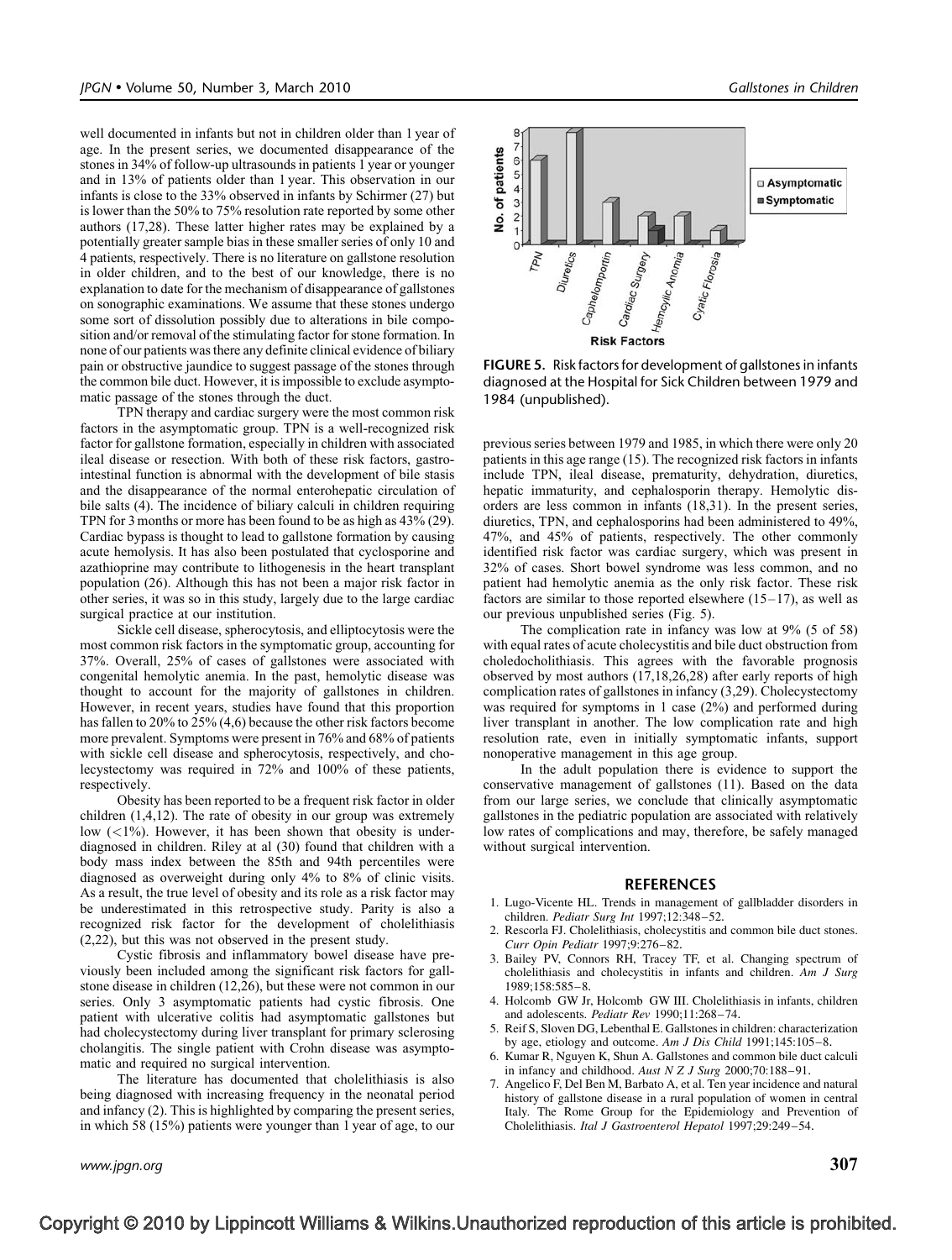well documented in infants but not in children older than 1 year of age. In the present series, we documented disappearance of the stones in 34% of follow-up ultrasounds in patients 1 year or younger and in 13% of patients older than 1 year. This observation in our infants is close to the 33% observed in infants by Schirmer (27) but is lower than the 50% to 75% resolution rate reported by some other authors (17,28). These latter higher rates may be explained by a potentially greater sample bias in these smaller series of only 10 and 4 patients, respectively. There is no literature on gallstone resolution in older children, and to the best of our knowledge, there is no explanation to date for the mechanism of disappearance of gallstones on sonographic examinations. We assume that these stones undergo some sort of dissolution possibly due to alterations in bile composition and/or removal of the stimulating factor for stone formation. In none of our patients was there any definite clinical evidence of biliary pain or obstructive jaundice to suggest passage of the stones through the common bile duct. However, it is impossible to exclude asymptomatic passage of the stones through the duct.

TPN therapy and cardiac surgery were the most common risk factors in the asymptomatic group. TPN is a well-recognized risk factor for gallstone formation, especially in children with associated ileal disease or resection. With both of these risk factors, gastrointestinal function is abnormal with the development of bile stasis and the disappearance of the normal enterohepatic circulation of bile salts (4). The incidence of biliary calculi in children requiring TPN for 3 months or more has been found to be as high as 43% (29). Cardiac bypass is thought to lead to gallstone formation by causing acute hemolysis. It has also been postulated that cyclosporine and azathioprine may contribute to lithogenesis in the heart transplant population (26). Although this has not been a major risk factor in other series, it was so in this study, largely due to the large cardiac surgical practice at our institution.

Sickle cell disease, spherocytosis, and elliptocytosis were the most common risk factors in the symptomatic group, accounting for 37%. Overall, 25% of cases of gallstones were associated with congenital hemolytic anemia. In the past, hemolytic disease was thought to account for the majority of gallstones in children. However, in recent years, studies have found that this proportion has fallen to 20% to 25% (4,6) because the other risk factors become more prevalent. Symptoms were present in 76% and 68% of patients with sickle cell disease and spherocytosis, respectively, and cholecystectomy was required in 72% and 100% of these patients, respectively.

Obesity has been reported to be a frequent risk factor in older children (1,4,12). The rate of obesity in our group was extremely low (<1%). However, it has been shown that obesity is underdiagnosed in children. Riley at al (30) found that children with a body mass index between the 85th and 94th percentiles were diagnosed as overweight during only 4% to 8% of clinic visits. As a result, the true level of obesity and its role as a risk factor may be underestimated in this retrospective study. Parity is also a recognized risk factor for the development of cholelithiasis (2,22), but this was not observed in the present study.

Cystic fibrosis and inflammatory bowel disease have previously been included among the significant risk factors for gallstone disease in children (12,26), but these were not common in our series. Only 3 asymptomatic patients had cystic fibrosis. One patient with ulcerative colitis had asymptomatic gallstones but had cholecystectomy during liver transplant for primary sclerosing cholangitis. The single patient with Crohn disease was asymptomatic and required no surgical intervention.

The literature has documented that cholelithiasis is also being diagnosed with increasing frequency in the neonatal period and infancy (2). This is highlighted by comparing the present series, in which 58 (15%) patients were younger than 1 year of age, to our previous series between 1979 and 1985, in which there were only 20 patients in this age range (15). The recognized risk factors in infants include TPN, ileal disease, prematurity, dehydration, diuretics, hepatic immaturity, and cephalosporin therapy. Hemolytic disorders are less common in infants (18,31). In the present series, diuretics, TPN, and cephalosporins had been administered to 49%, 47%, and 45% of patients, respectively. The other commonly identified risk factor was cardiac surgery, which was present in 32% of cases. Short bowel syndrome was less common, and no patient had hemolytic anemia as the only risk factor. These risk factors are similar to those reported elsewhere (15–17), as well as our previous unpublished series (Fig. 5).

**FIGURE 5.** Risk factors for development of gallstones in infants diagnosed at the Hospital for Sick Children between 1979 and 1984 (unpublished).

The complication rate in infancy was low at 9% (5 of 58) with equal rates of acute cholecystitis and bile duct obstruction from choledocholithiasis. This agrees with the favorable prognosis observed by most authors (17,18,26,28) after early reports of high complication rates of gallstones in infancy (3,29). Cholecystectomy was required for symptoms in 1 case (2%) and performed during liver transplant in another. The low complication rate and high resolution rate, even in initially symptomatic infants, support nonoperative management in this age group.

In the adult population there is evidence to support the conservative management of gallstones (11). Based on the data from our large series, we conclude that clinically asymptomatic gallstones in the pediatric population are associated with relatively low rates of complications and may, therefore, be safely managed without surgical intervention.

## REFERENCES

1. Lugo-Vicente HL. Trends in management of gallbladder disorders in children. *Pediatr Surg Int* 1997;12:348–52.
2. Rescorla FJ. Cholelithiasis, cholecystitis and common bile duct stones. *Curr Opin Pediatr* 1997;9:276–82.
3. Bailey PV, Connors RH, Tracey TF, et al. Changing spectrum of cholelithiasis and cholecystitis in infants and children. *Am J Surg* 1989;158:585–8.
4. Holcomb GW Jr, Holcomb GW III. Cholelithiasis in infants, children and adolescents. *Pediatr Rev* 1990;11:268–74.
5. Reif S, Sloven DG, Lebenthal E. Gallstones in children: characterization by age, etiology and outcome. *Am J Dis Child* 1991;145:105–8.
6. Kumar R, Nguyen K, Shun A. Gallstones and common bile duct calculi in infancy and childhood. *Aust N Z J Surg* 2000;70:188–91.
7. Angelico F, Del Ben M, Barbato A, et al. Ten year incidence and natural history of gallstone disease in a rural population of women in central Italy. The Rome Group for the Epidemiology and Prevention of Cholelithiasis. *Ital J Gastroenterol Hepatol* 1997;29:249–54.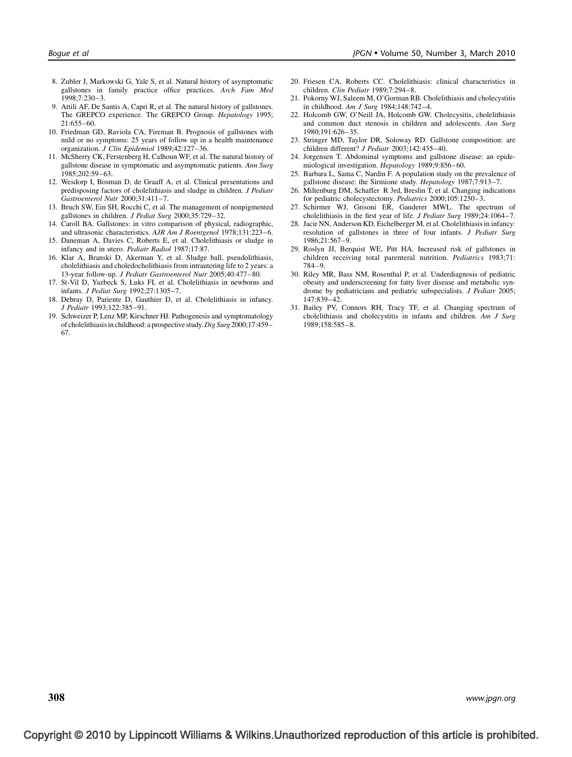8. Zubler J, Markowski G, Yale S, et al. Natural history of asymptomatic gallstones in family practice office practices. *Arch Fam Med* 1998;7:230–3.
9. Attili AF, De Santis A, Capri R, et al. The natural history of gallstones. The GREPCO experience. The GREPCO Group. *Hepatology* 1995; 21:655–60.
10. Friedman GD, Raviola CA, Fireman B. Prognosis of gallstones with mild or no symptoms: 25 years of follow up in a health maintenance organization. *J Clin Epidemiol* 1989;42:127–36.
11. McSherry CK, Ferstenberg H, Calhoun WF, et al. The natural history of gallstone disease in symptomatic and asymptomatic patients. *Ann Surg* 1985;202:59–63.
12. Wesdorp I, Bosman D, de Graaff A, et al. Clinical presentations and predisposing factors of cholelithiasis and sludge in children. *J Pediatr Gastroenterol Nutr* 2000;31:411–7.
13. Bruch SW, Ein SH, Rocchi C, et al. The management of nonpigmented gallstones in children. *J Pediat Surg* 2000;35:729–32.
14. Caroll BA. Gallstones: in vitro comparison of physical, radiographic, and ultrasonic characteristics. *AJR Am J Roentgenol* 1978;131:223–6.
15. Daneman A, Davies C, Roberts E, et al. Cholelithiasis or sludge in infancy and in utero. *Pediatr Radiol* 1987;17:87.
16. Klar A, Branski D, Akerman Y, et al. Sludge ball, pseudolithiasis, cholelithiasis and choledocholithiasis from intrautering life to 2 years: a 13-year follow-up. *J Pediatr Gastroenterol Nutr* 2005;40:477–80.
17. St-Vil D, Yazbeck S, Luks FI, et al. Cholelithiasis in newborns and infants. *J Pediat Surg* 1992;27:1305–7.
18. Debray D, Pariente D, Gauthier D, et al. Cholelithiasis in infancy. *J Pediatr* 1993;122:385–91.
19. Schweizer P, Lenz MP, Kirschner HJ. Pathogenesis and symptomatology of cholelithiasis in childhood: a prospective study. *Dig Surg* 2000;17:459–67.
20. Friesen CA, Roberts CC. Cholelithiasis: clinical characteristics in children. *Clin Pediatr* 1989;7:294–8.
21. Pokorny WJ, Saleem M, O'Gorman RB. Cholelithiasis and cholecystitis in childhood. *Am J Surg* 1984;148:742–4.
22. Holcomb GW, O'Neill JA, Holcomb GW. Cholecysitis, cholelithiasis and common duct stenosis in children and adolescents. *Ann Surg* 1980;191:626–35.
23. Stringer MD, Taylor DR, Soloway RD. Gallstone compostition: are children different? *J Pediatr* 2003;142:435–40.
24. Jorgensen T. Abdominal symptoms and gallstone disease: an epidemiological investigation. *Hepatology* 1989;9:856–60.
25. Barbara L, Sama C, Nardin F. A population study on the prevalence of gallstone disease: the Sirmione study. *Hepatology* 1987;7:913–7.
26. Miltenburg DM, Schaffer R 3rd, Breslin T, et al. Changing indications for pediatric cholecystectomy. *Pediatrics* 2000;105:1250–3.
27. Schirmer WJ, Grisoni ER, Gauderer MWL. The spectrum of cholelithiasis in the first year of life. *J Pediatr Surg* 1989;24:1064–7.
28. Jacir NN, Anderson KD, Eichelberger M, et al. Cholelithiasis in infancy: resolution of gallstones in three of four infants. *J Pediatr Surg* 1986;21:567–9.
29. Roslyn JJ, Berquist WE, Pitt HA. Increased risk of gallstones in children receiving total parenteral nutrition. *Pediatrics* 1983;71: 784–9.
30. Riley MR, Bass NM, Rosenthal P, et al. Underdiagnosis of pediatric obesity and underscreening for fatty liver disease and metabolic syndrome by pediatricians and pediatric subspecialists. *J Pediatr* 2005; 147:839–42.
31. Bailey PV, Connors RH, Tracy TF, et al. Changing spectrum of cholelithiasis and cholecystitis in infants and children. *Am J Surg* 1989;158:585–8.